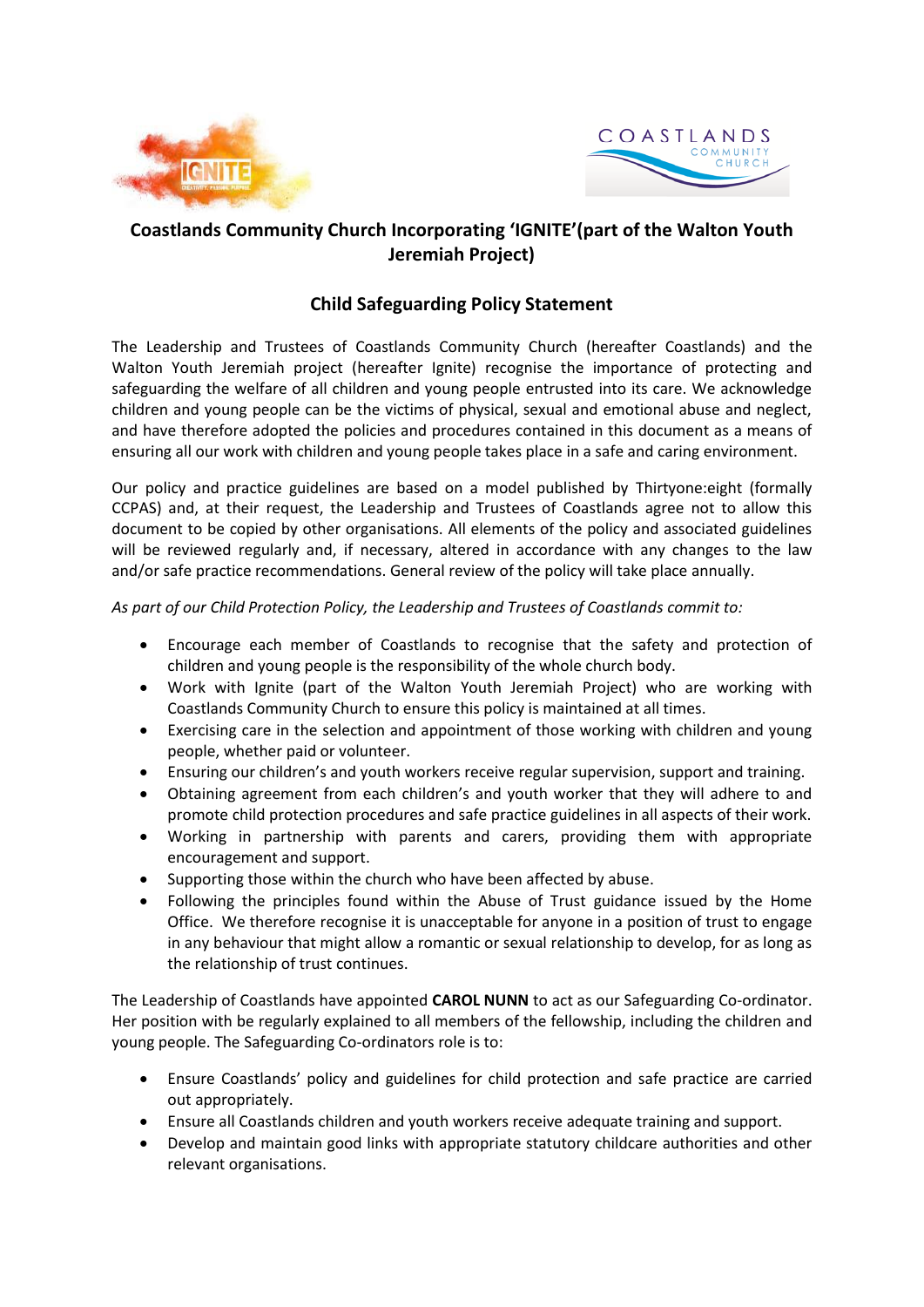## Coastlands Community Church Incorporating 'IGNITE'(part of the Walton Youth Jeremiah Project)

### Child Safeguarding Policy Statement

The Leadership and Trustees of Coastlands Community Church (hereafter Coastlands) and the Walton Youth Jeremiah project (hereafter Ignite) recognise the importance of protecting and safeguarding the welfare of all children and young people entrusted into its care. We acknowledge children and young people can be the victims of physical, sexual and emotional abuse and neglect, and have therefore adopted the policies and procedures contained in this document as a means of ensuring all our work with children and young people takes place in a safe and caring environment.

Our policy and practice guidelines are based on a model published by Thirtyone:eight (formally CCPAS) and, at their request, the Leadership and Trustees of Coastlands agree not to allow this document to be copied by other organisations. All elements of the policy and associated guidelines will be reviewed regularly and, if necessary, altered in accordance with any changes to the law and/or safe practice recommendations. General review of the policy will take place annually.

*As part of our Child Protection Policy, the Leadership and Trustees of Coastlands commit to:*

- Encourage each member of Coastlands to recognise that the safety and protection of children and young people is the responsibility of the whole church body.
- Work with Ignite (part of the Walton Youth Jeremiah Project) who are working with Coastlands Community Church to ensure this policy is maintained at all times.
- Exercising care in the selection and appointment of those working with children and young people, whether paid or volunteer.
- Ensuring our children's and youth workers receive regular supervision, support and training.
- Obtaining agreement from each children's and youth worker that they will adhere to and promote child protection procedures and safe practice guidelines in all aspects of their work.
- Working in partnership with parents and carers, providing them with appropriate encouragement and support.
- Supporting those within the church who have been affected by abuse.
- Following the principles found within the Abuse of Trust guidance issued by the Home Office. We therefore recognise it is unacceptable for anyone in a position of trust to engage in any behaviour that might allow a romantic or sexual relationship to develop, for as long as the relationship of trust continues.

The Leadership of Coastlands have appointed **CAROL NUNN** to act as our Safeguarding Co-ordinator. Her position with be regularly explained to all members of the fellowship, including the children and young people. The Safeguarding Co-ordinators role is to:

- Ensure Coastlands' policy and guidelines for child protection and safe practice are carried out appropriately.
- Ensure all Coastlands children and youth workers receive adequate training and support.
- Develop and maintain good links with appropriate statutory childcare authorities and other relevant organisations.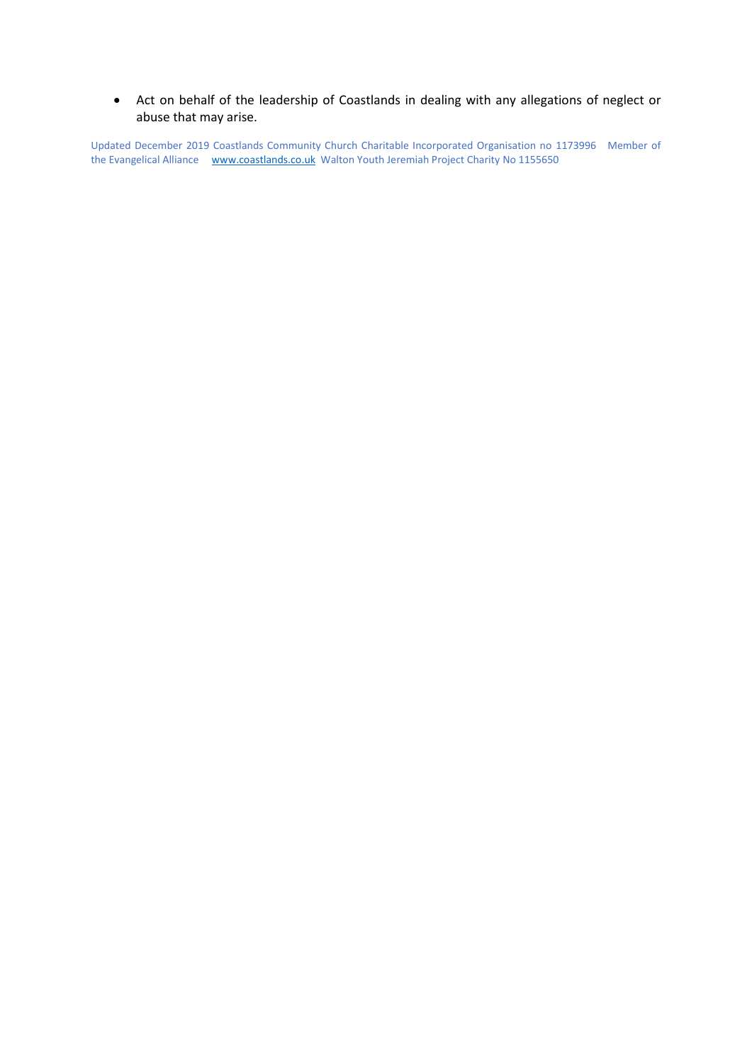- Act on behalf of the leadership of Coastlands in dealing with any allegations of neglect or abuse that may arise.

Updated December 2019 Coastlands Community Church Charitable Incorporated Organisation no 1173996 Member of the Evangelical Alliance [www.coastlands.co.uk](http://www.coastlands.co.uk) Walton Youth Jeremiah Project Charity No 1155650